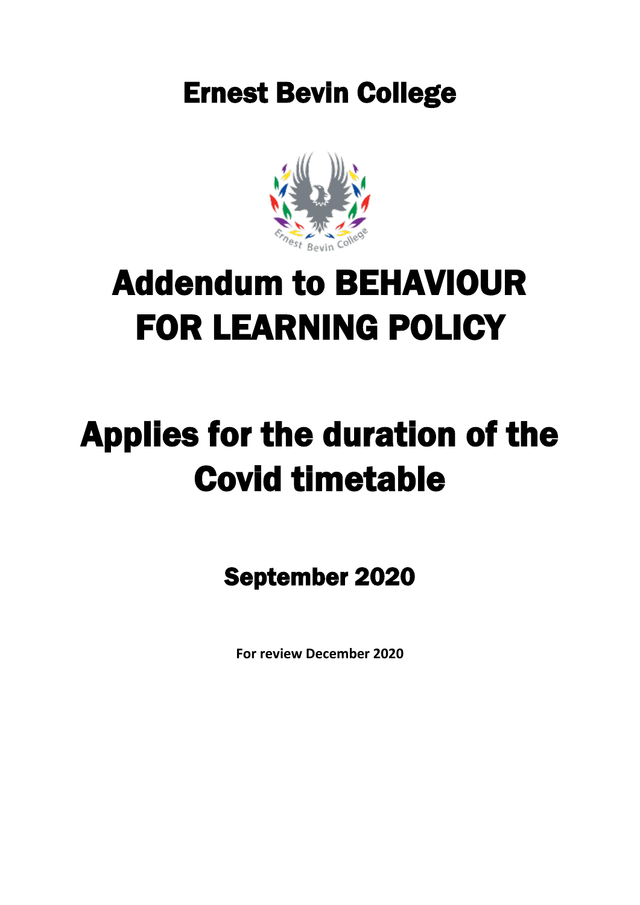# Ernest Bevin College

# Addendum to BEHAVIOUR FOR LEARNING POLICY

# Applies for the duration of the Covid timetable

## September 2020

**For review December 2020**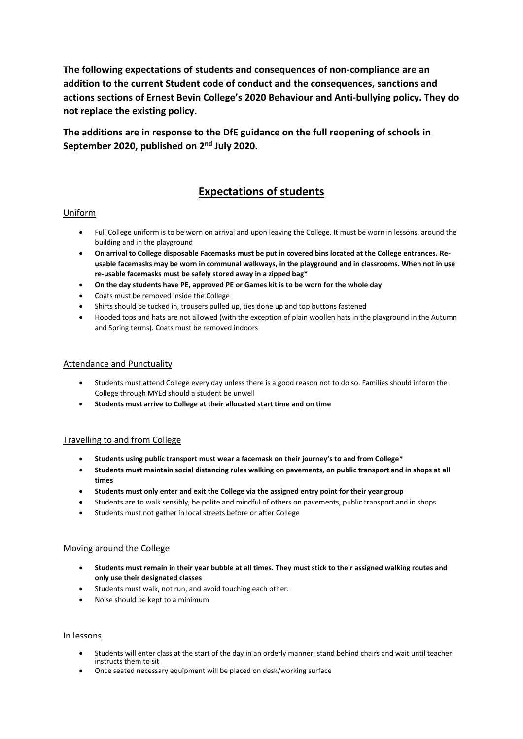**The following expectations of students and consequences of non-compliance are an addition to the current Student code of conduct and the consequences, sanctions and actions sections of Ernest Bevin College's 2020 Behaviour and Anti-bullying policy. They do not replace the existing policy.**

**The additions are in response to the DfE guidance on the full reopening of schools in September 2020, published on 2nd July 2020.**

# Expectations of students

## Uniform

- Full College uniform is to be worn on arrival and upon leaving the College. It must be worn in lessons, around the building and in the playground
- **On arrival to College disposable Facemasks must be put in covered bins located at the College entrances. Re-usable facemasks may be worn in communal walkways, in the playground and in classrooms. When not in use re-usable facemasks must be safely stored away in a zipped bag***
- **On the day students have PE, approved PE or Games kit is to be worn for the whole day**
- Coats must be removed inside the College
- Shirts should be tucked in, trousers pulled up, ties done up and top buttons fastened
- Hooded tops and hats are not allowed (with the exception of plain woollen hats in the playground in the Autumn and Spring terms). Coats must be removed indoors

## Attendance and Punctuality

- Students must attend College every day unless there is a good reason not to do so. Families should inform the College through MYEd should a student be unwell
- **Students must arrive to College at their allocated start time and on time**

## Travelling to and from College

- **Students using public transport must wear a facemask on their journey's to and from College***
- **Students must maintain social distancing rules walking on pavements, on public transport and in shops at all times**
- **Students must only enter and exit the College via the assigned entry point for their year group**
- Students are to walk sensibly, be polite and mindful of others on pavements, public transport and in shops
- Students must not gather in local streets before or after College

## Moving around the College

- **Students must remain in their year bubble at all times. They must stick to their assigned walking routes and only use their designated classes**
- Students must walk, not run, and avoid touching each other.
- Noise should be kept to a minimum

## In lessons

- Students will enter class at the start of the day in an orderly manner, stand behind chairs and wait until teacher instructs them to sit
- Once seated necessary equipment will be placed on desk/working surface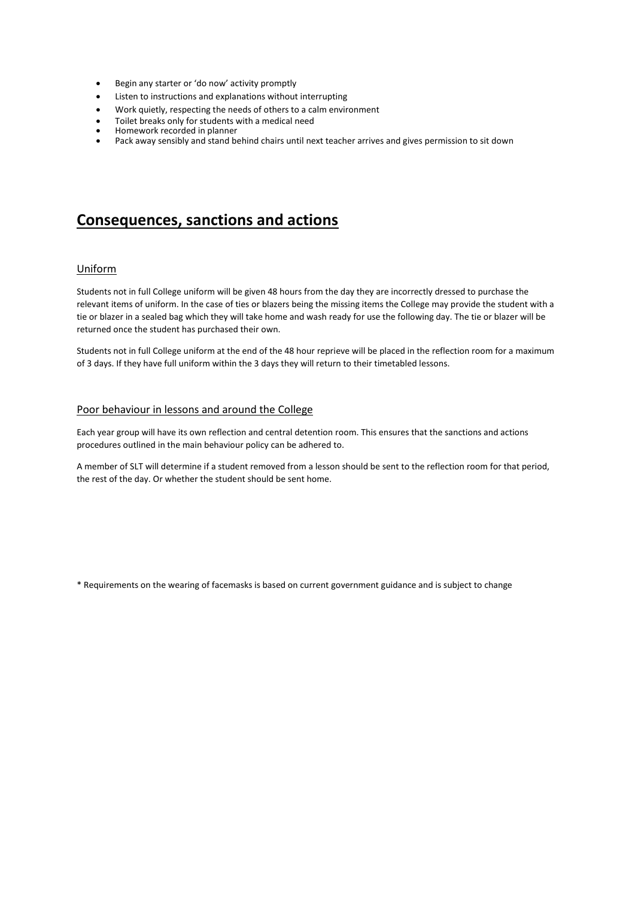- Begin any starter or 'do now' activity promptly
- Listen to instructions and explanations without interrupting
- Work quietly, respecting the needs of others to a calm environment
- Toilet breaks only for students with a medical need
- Homework recorded in planner
- Pack away sensibly and stand behind chairs until next teacher arrives and gives permission to sit down

# Consequences, sanctions and actions

## Uniform

Students not in full College uniform will be given 48 hours from the day they are incorrectly dressed to purchase the relevant items of uniform. In the case of ties or blazers being the missing items the College may provide the student with a tie or blazer in a sealed bag which they will take home and wash ready for use the following day. The tie or blazer will be returned once the student has purchased their own.

Students not in full College uniform at the end of the 48 hour reprieve will be placed in the reflection room for a maximum of 3 days. If they have full uniform within the 3 days they will return to their timetabled lessons.

## Poor behaviour in lessons and around the College

Each year group will have its own reflection and central detention room. This ensures that the sanctions and actions procedures outlined in the main behaviour policy can be adhered to.

A member of SLT will determine if a student removed from a lesson should be sent to the reflection room for that period, the rest of the day. Or whether the student should be sent home.

* Requirements on the wearing of facemasks is based on current government guidance and is subject to change